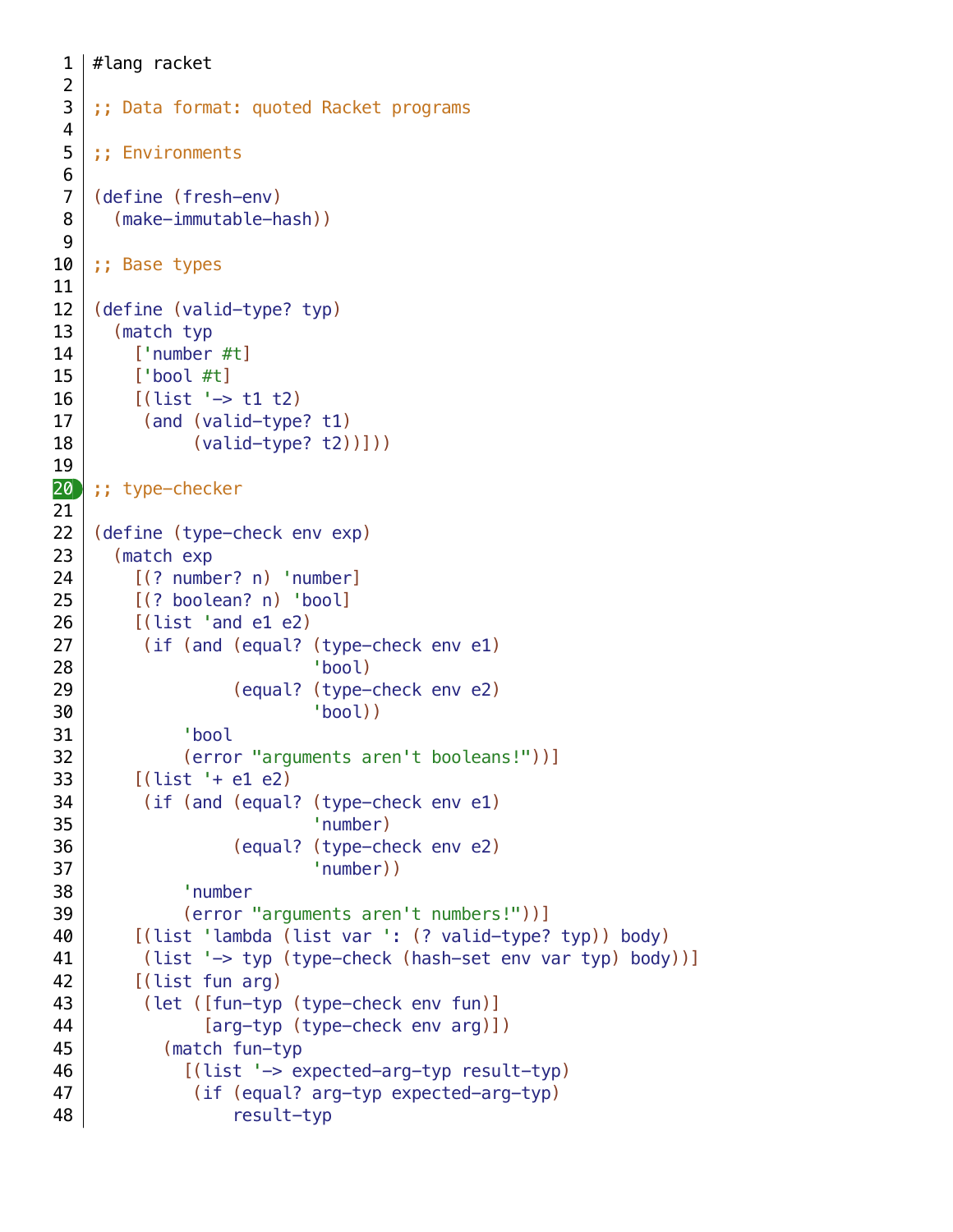```racket
#lang racket

;; Data format: quoted Racket programs

;; Environments

(define (fresh-env)
  (make-immutable-hash))

;; Base types

(define (valid-type? typ)
  (match typ
    ['number #t]
    ['bool #t]
    [(list '-> t1 t2)
     (and (valid-type? t1)
          (valid-type? t2))]))

;; type-checker

(define (type-check env exp)
  (match exp
    [(? number? n) 'number]
    [(? boolean? n) 'bool]
    [(list 'and e1 e2)
     (if (and (equal? (type-check env e1)
                      'bool)
              (equal? (type-check env e2)
                      'bool))
         'bool
         (error "arguments aren't booleans!"))]
    [(list '+ e1 e2)
     (if (and (equal? (type-check env e1)
                      'number)
              (equal? (type-check env e2)
                      'number))
         'number
         (error "arguments aren't numbers!"))]
    [(list 'lambda (list var ': (? valid-type? typ)) body)
     (list '-> typ (type-check (hash-set env var typ) body))]
    [(list fun arg)
     (let ([fun-typ (type-check env fun)]
           [arg-typ (type-check env arg)])
       (match fun-typ
         [(list '-> expected-arg-typ result-typ)
          (if (equal? arg-typ expected-arg-typ)
              result-typ
```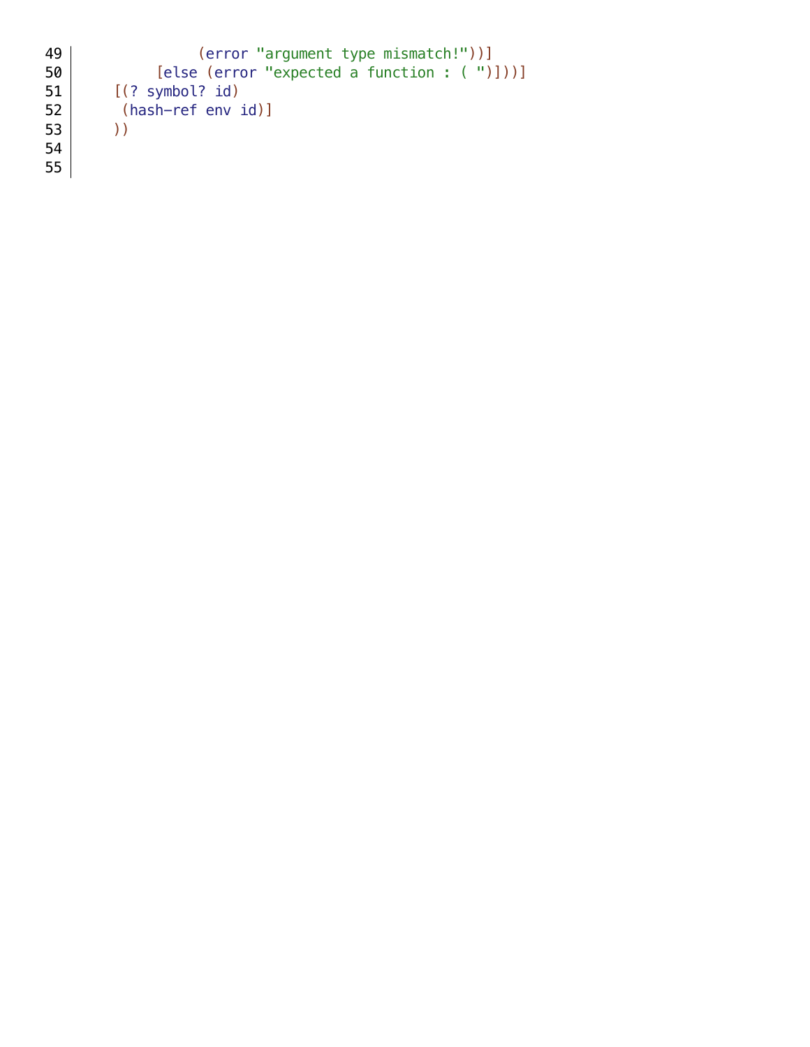```
49              (error "argument type mismatch!"))]
50          [else (error "expected a function : ( ")]))]
51      [(? symbol? id)
52       (hash-ref env id)]
53      ))
54
55
```